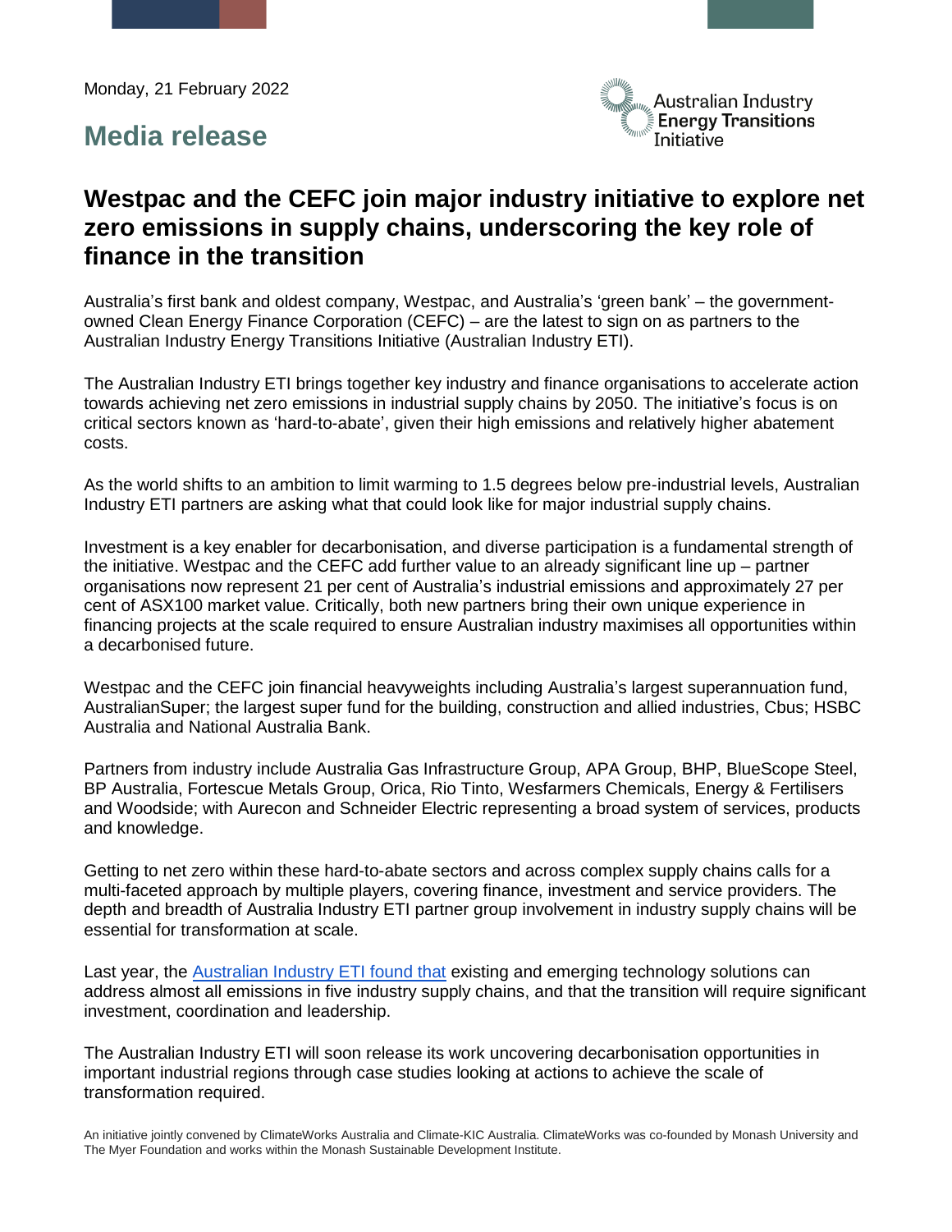Monday, 21 February 2022

Australian Industry Energy Transitions Initiative

## Media release

# Westpac and the CEFC join major industry initiative to explore net zero emissions in supply chains, underscoring the key role of finance in the transition

Australia's first bank and oldest company, Westpac, and Australia's 'green bank' – the government-owned Clean Energy Finance Corporation (CEFC) – are the latest to sign on as partners to the Australian Industry Energy Transitions Initiative (Australian Industry ETI).

The Australian Industry ETI brings together key industry and finance organisations to accelerate action towards achieving net zero emissions in industrial supply chains by 2050. The initiative's focus is on critical sectors known as 'hard-to-abate', given their high emissions and relatively higher abatement costs.

As the world shifts to an ambition to limit warming to 1.5 degrees below pre-industrial levels, Australian Industry ETI partners are asking what that could look like for major industrial supply chains.

Investment is a key enabler for decarbonisation, and diverse participation is a fundamental strength of the initiative. Westpac and the CEFC add further value to an already significant line up – partner organisations now represent 21 per cent of Australia's industrial emissions and approximately 27 per cent of ASX100 market value. Critically, both new partners bring their own unique experience in financing projects at the scale required to ensure Australian industry maximises all opportunities within a decarbonised future.

Westpac and the CEFC join financial heavyweights including Australia's largest superannuation fund, AustralianSuper; the largest super fund for the building, construction and allied industries, Cbus; HSBC Australia and National Australia Bank.

Partners from industry include Australia Gas Infrastructure Group, APA Group, BHP, BlueScope Steel, BP Australia, Fortescue Metals Group, Orica, Rio Tinto, Wesfarmers Chemicals, Energy & Fertilisers and Woodside; with Aurecon and Schneider Electric representing a broad system of services, products and knowledge.

Getting to net zero within these hard-to-abate sectors and across complex supply chains calls for a multi-faceted approach by multiple players, covering finance, investment and service providers. The depth and breadth of Australia Industry ETI partner group involvement in industry supply chains will be essential for transformation at scale.

Last year, the [Australian Industry ETI found that] existing and emerging technology solutions can address almost all emissions in five industry supply chains, and that the transition will require significant investment, coordination and leadership.

The Australian Industry ETI will soon release its work uncovering decarbonisation opportunities in important industrial regions through case studies looking at actions to achieve the scale of transformation required.

An initiative jointly convened by ClimateWorks Australia and Climate-KIC Australia. ClimateWorks was co-founded by Monash University and The Myer Foundation and works within the Monash Sustainable Development Institute.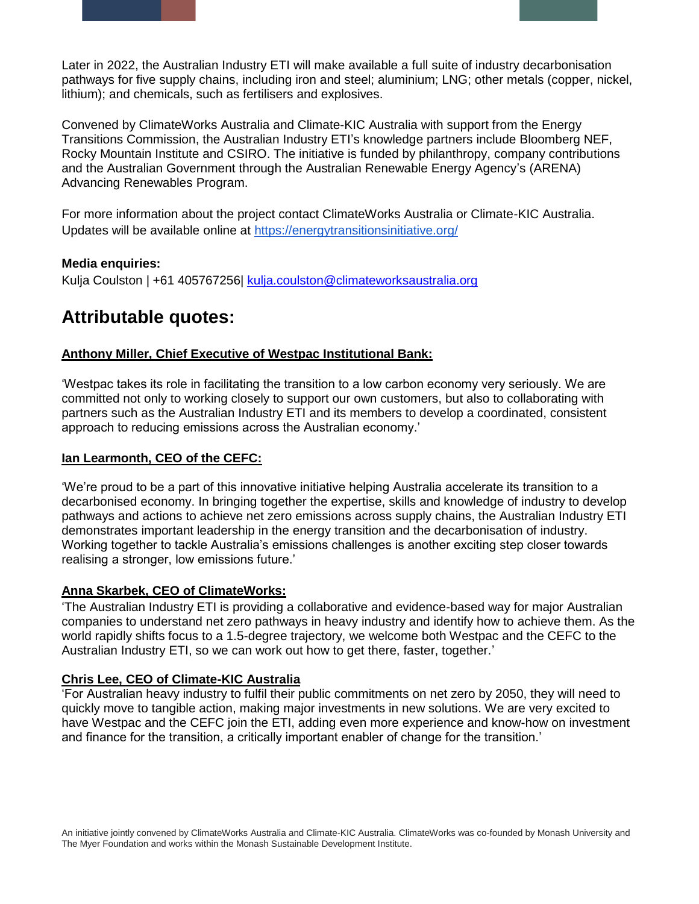Later in 2022, the Australian Industry ETI will make available a full suite of industry decarbonisation pathways for five supply chains, including iron and steel; aluminium; LNG; other metals (copper, nickel, lithium); and chemicals, such as fertilisers and explosives.

Convened by ClimateWorks Australia and Climate-KIC Australia with support from the Energy Transitions Commission, the Australian Industry ETI's knowledge partners include Bloomberg NEF, Rocky Mountain Institute and CSIRO. The initiative is funded by philanthropy, company contributions and the Australian Government through the Australian Renewable Energy Agency's (ARENA) Advancing Renewables Program.

For more information about the project contact ClimateWorks Australia or Climate-KIC Australia. Updates will be available online at https://energytransitionsinitiative.org/

**Media enquiries:**
Kulja Coulston | +61 405767256| kulja.coulston@climateworksaustralia.org

# Attributable quotes:

**Anthony Miller, Chief Executive of Westpac Institutional Bank:**

'Westpac takes its role in facilitating the transition to a low carbon economy very seriously. We are committed not only to working closely to support our own customers, but also to collaborating with partners such as the Australian Industry ETI and its members to develop a coordinated, consistent approach to reducing emissions across the Australian economy.'

**Ian Learmonth, CEO of the CEFC:**

'We're proud to be a part of this innovative initiative helping Australia accelerate its transition to a decarbonised economy. In bringing together the expertise, skills and knowledge of industry to develop pathways and actions to achieve net zero emissions across supply chains, the Australian Industry ETI demonstrates important leadership in the energy transition and the decarbonisation of industry. Working together to tackle Australia's emissions challenges is another exciting step closer towards realising a stronger, low emissions future.'

**Anna Skarbek, CEO of ClimateWorks:**

'The Australian Industry ETI is providing a collaborative and evidence-based way for major Australian companies to understand net zero pathways in heavy industry and identify how to achieve them. As the world rapidly shifts focus to a 1.5-degree trajectory, we welcome both Westpac and the CEFC to the Australian Industry ETI, so we can work out how to get there, faster, together.'

**Chris Lee, CEO of Climate-KIC Australia**

'For Australian heavy industry to fulfil their public commitments on net zero by 2050, they will need to quickly move to tangible action, making major investments in new solutions. We are very excited to have Westpac and the CEFC join the ETI, adding even more experience and know-how on investment and finance for the transition, a critically important enabler of change for the transition.'

An initiative jointly convened by ClimateWorks Australia and Climate-KIC Australia. ClimateWorks was co-founded by Monash University and The Myer Foundation and works within the Monash Sustainable Development Institute.